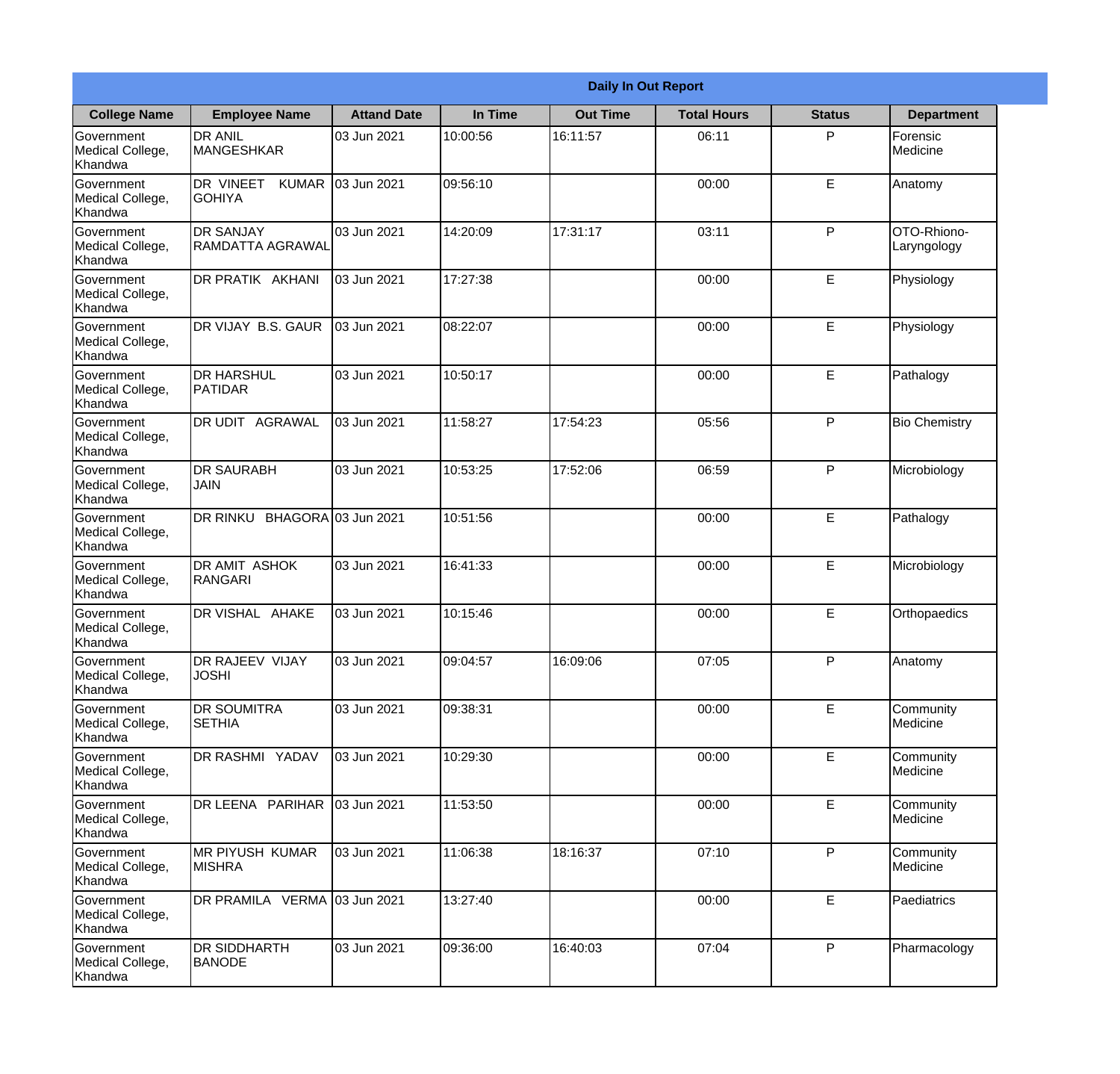**Daily In Out Report**

| College Name | Employee Name | Attand Date | In Time | Out Time | Total Hours | Status | Department |
|---|---|---|---|---|---|---|---|
| Government Medical College, Khandwa | DR ANIL MANGESHKAR | 03 Jun 2021 | 10:00:56 | 16:11:57 | 06:11 | P | Forensic Medicine |
| Government Medical College, Khandwa | DR VINEET KUMAR GOHIYA | 03 Jun 2021 | 09:56:10 | | 00:00 | E | Anatomy |
| Government Medical College, Khandwa | DR SANJAY RAMDATTA AGRAWAL | 03 Jun 2021 | 14:20:09 | 17:31:17 | 03:11 | P | OTO-Rhiono-Laryngology |
| Government Medical College, Khandwa | DR PRATIK AKHANI | 03 Jun 2021 | 17:27:38 | | 00:00 | E | Physiology |
| Government Medical College, Khandwa | DR VIJAY B.S. GAUR | 03 Jun 2021 | 08:22:07 | | 00:00 | E | Physiology |
| Government Medical College, Khandwa | DR HARSHUL PATIDAR | 03 Jun 2021 | 10:50:17 | | 00:00 | E | Pathalogy |
| Government Medical College, Khandwa | DR UDIT AGRAWAL | 03 Jun 2021 | 11:58:27 | 17:54:23 | 05:56 | P | Bio Chemistry |
| Government Medical College, Khandwa | DR SAURABH JAIN | 03 Jun 2021 | 10:53:25 | 17:52:06 | 06:59 | P | Microbiology |
| Government Medical College, Khandwa | DR RINKU BHAGORA | 03 Jun 2021 | 10:51:56 | | 00:00 | E | Pathalogy |
| Government Medical College, Khandwa | DR AMIT ASHOK RANGARI | 03 Jun 2021 | 16:41:33 | | 00:00 | E | Microbiology |
| Government Medical College, Khandwa | DR VISHAL AHAKE | 03 Jun 2021 | 10:15:46 | | 00:00 | E | Orthopaedics |
| Government Medical College, Khandwa | DR RAJEEV VIJAY JOSHI | 03 Jun 2021 | 09:04:57 | 16:09:06 | 07:05 | P | Anatomy |
| Government Medical College, Khandwa | DR SOUMITRA SETHIA | 03 Jun 2021 | 09:38:31 | | 00:00 | E | Community Medicine |
| Government Medical College, Khandwa | DR RASHMI YADAV | 03 Jun 2021 | 10:29:30 | | 00:00 | E | Community Medicine |
| Government Medical College, Khandwa | DR LEENA PARIHAR | 03 Jun 2021 | 11:53:50 | | 00:00 | E | Community Medicine |
| Government Medical College, Khandwa | MR PIYUSH KUMAR MISHRA | 03 Jun 2021 | 11:06:38 | 18:16:37 | 07:10 | P | Community Medicine |
| Government Medical College, Khandwa | DR PRAMILA VERMA | 03 Jun 2021 | 13:27:40 | | 00:00 | E | Paediatrics |
| Government Medical College, Khandwa | DR SIDDHARTH BANODE | 03 Jun 2021 | 09:36:00 | 16:40:03 | 07:04 | P | Pharmacology |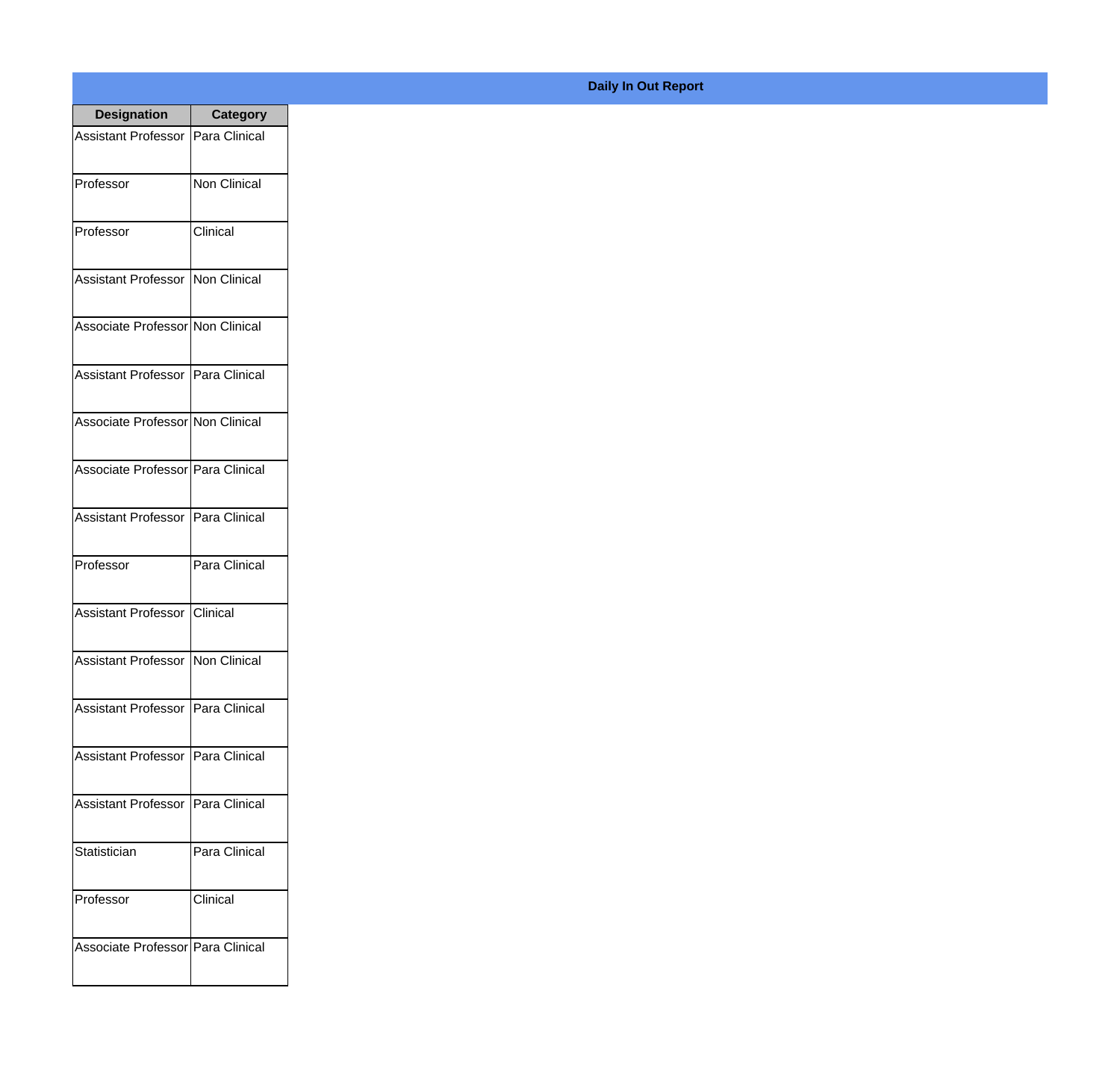**Daily In Out Report**

| Designation | Category |
| --- | --- |
| Assistant Professor | Para Clinical |
| Professor | Non Clinical |
| Professor | Clinical |
| Assistant Professor | Non Clinical |
| Associate Professor | Non Clinical |
| Assistant Professor | Para Clinical |
| Associate Professor | Non Clinical |
| Associate Professor | Para Clinical |
| Assistant Professor | Para Clinical |
| Professor | Para Clinical |
| Assistant Professor | Clinical |
| Assistant Professor | Non Clinical |
| Assistant Professor | Para Clinical |
| Assistant Professor | Para Clinical |
| Assistant Professor | Para Clinical |
| Statistician | Para Clinical |
| Professor | Clinical |
| Associate Professor | Para Clinical |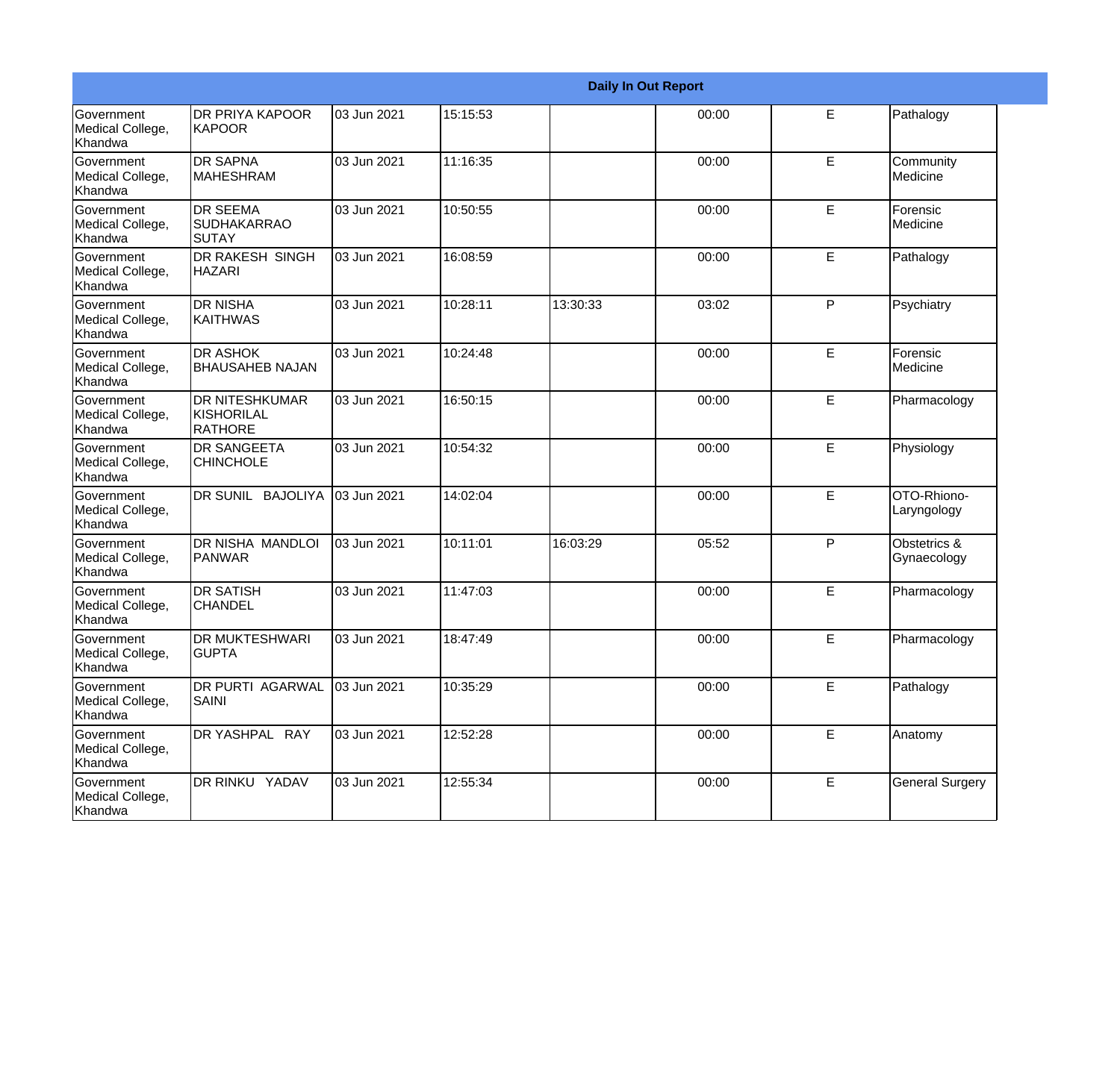| Daily In Out Report | | | | | | | |
|---|---|---|---|---|---|---|---|
| Government Medical College, Khandwa | DR PRIYA KAPOOR KAPOOR | 03 Jun 2021 | 15:15:53 | | 00:00 | E | Pathalogy |
| Government Medical College, Khandwa | DR SAPNA MAHESHRAM | 03 Jun 2021 | 11:16:35 | | 00:00 | E | Community Medicine |
| Government Medical College, Khandwa | DR SEEMA SUDHAKARRAO SUTAY | 03 Jun 2021 | 10:50:55 | | 00:00 | E | Forensic Medicine |
| Government Medical College, Khandwa | DR RAKESH SINGH HAZARI | 03 Jun 2021 | 16:08:59 | | 00:00 | E | Pathalogy |
| Government Medical College, Khandwa | DR NISHA KAITHWAS | 03 Jun 2021 | 10:28:11 | 13:30:33 | 03:02 | P | Psychiatry |
| Government Medical College, Khandwa | DR ASHOK BHAUSAHEB NAJAN | 03 Jun 2021 | 10:24:48 | | 00:00 | E | Forensic Medicine |
| Government Medical College, Khandwa | DR NITESHKUMAR KISHORILAL RATHORE | 03 Jun 2021 | 16:50:15 | | 00:00 | E | Pharmacology |
| Government Medical College, Khandwa | DR SANGEETA CHINCHOLE | 03 Jun 2021 | 10:54:32 | | 00:00 | E | Physiology |
| Government Medical College, Khandwa | DR SUNIL BAJOLIYA | 03 Jun 2021 | 14:02:04 | | 00:00 | E | OTO-Rhiono-Laryngology |
| Government Medical College, Khandwa | DR NISHA MANDLOI PANWAR | 03 Jun 2021 | 10:11:01 | 16:03:29 | 05:52 | P | Obstetrics & Gynaecology |
| Government Medical College, Khandwa | DR SATISH CHANDEL | 03 Jun 2021 | 11:47:03 | | 00:00 | E | Pharmacology |
| Government Medical College, Khandwa | DR MUKTESHWARI GUPTA | 03 Jun 2021 | 18:47:49 | | 00:00 | E | Pharmacology |
| Government Medical College, Khandwa | DR PURTI AGARWAL SAINI | 03 Jun 2021 | 10:35:29 | | 00:00 | E | Pathalogy |
| Government Medical College, Khandwa | DR YASHPAL RAY | 03 Jun 2021 | 12:52:28 | | 00:00 | E | Anatomy |
| Government Medical College, Khandwa | DR RINKU YADAV | 03 Jun 2021 | 12:55:34 | | 00:00 | E | General Surgery |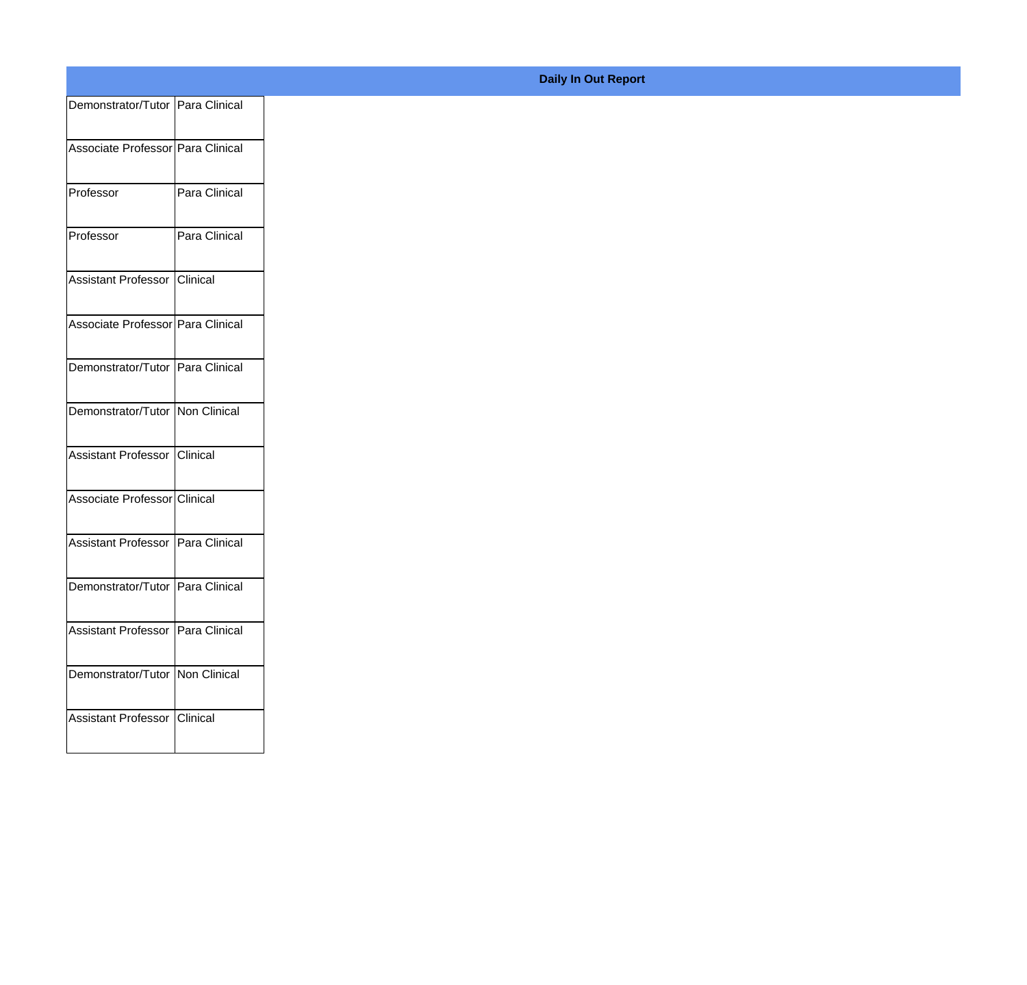**Daily In Out Report**

| | |
|---|---|
| Demonstrator/Tutor | Para Clinical |
| Associate Professor | Para Clinical |
| Professor | Para Clinical |
| Professor | Para Clinical |
| Assistant Professor | Clinical |
| Associate Professor | Para Clinical |
| Demonstrator/Tutor | Para Clinical |
| Demonstrator/Tutor | Non Clinical |
| Assistant Professor | Clinical |
| Associate Professor | Clinical |
| Assistant Professor | Para Clinical |
| Demonstrator/Tutor | Para Clinical |
| Assistant Professor | Para Clinical |
| Demonstrator/Tutor | Non Clinical |
| Assistant Professor | Clinical |